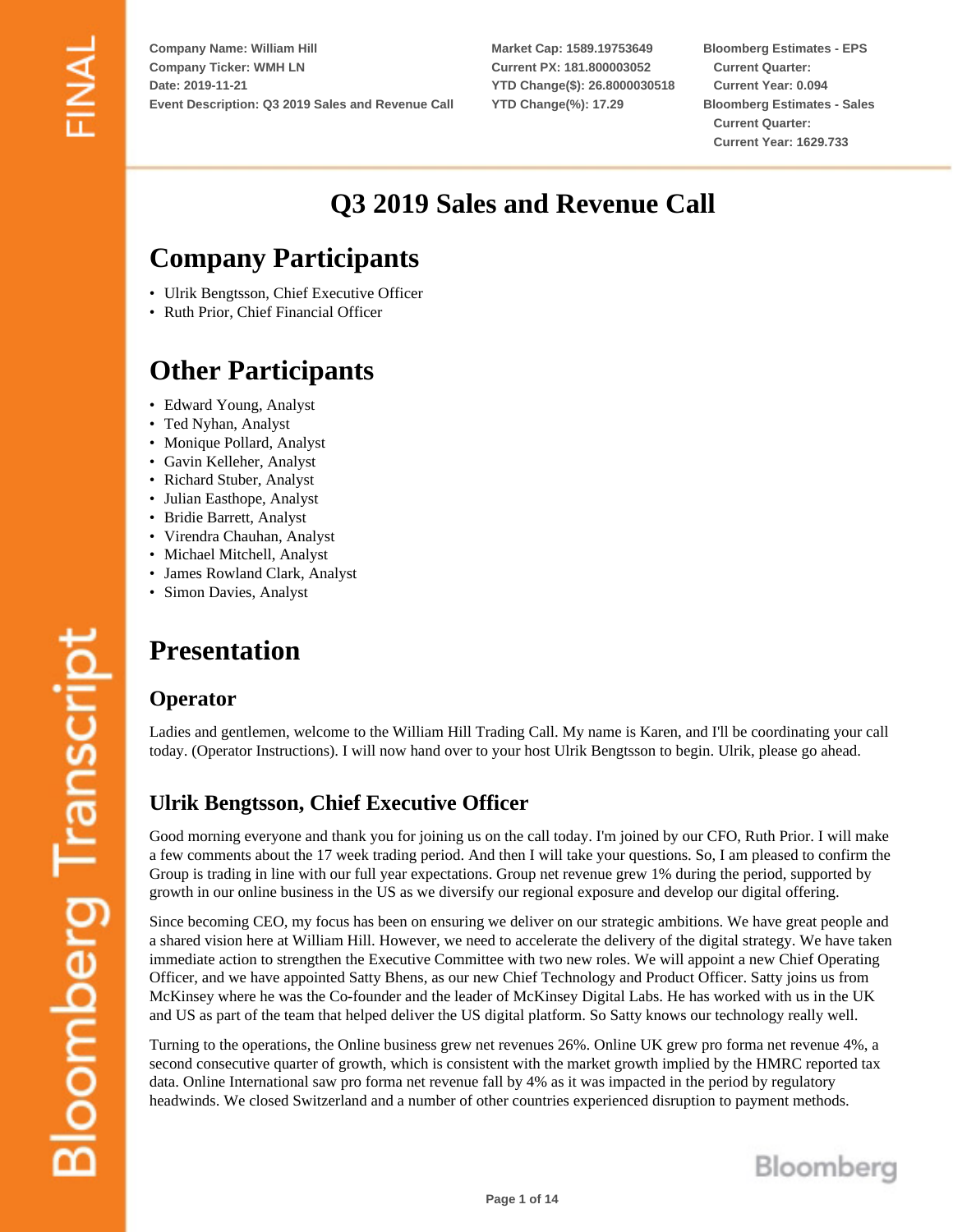Company Name: William Hill
Company Ticker: WMH LN
Date: 2019-11-21
Event Description: Q3 2019 Sales and Revenue Call

Market Cap: 1589.19753649
Current PX: 181.800003052
YTD Change($): 26.8000030518
YTD Change(%): 17.29

Bloomberg Estimates - EPS
Current Quarter:
Current Year: 0.094
Bloomberg Estimates - Sales
Current Quarter:
Current Year: 1629.733

# Q3 2019 Sales and Revenue Call

## Company Participants

- Ulrik Bengtsson, Chief Executive Officer
- Ruth Prior, Chief Financial Officer

## Other Participants

- Edward Young, Analyst
- Ted Nyhan, Analyst
- Monique Pollard, Analyst
- Gavin Kelleher, Analyst
- Richard Stuber, Analyst
- Julian Easthope, Analyst
- Bridie Barrett, Analyst
- Virendra Chauhan, Analyst
- Michael Mitchell, Analyst
- James Rowland Clark, Analyst
- Simon Davies, Analyst

## Presentation

### Operator

Ladies and gentlemen, welcome to the William Hill Trading Call. My name is Karen, and I'll be coordinating your call today. (Operator Instructions). I will now hand over to your host Ulrik Bengtsson to begin. Ulrik, please go ahead.

### Ulrik Bengtsson, Chief Executive Officer

Good morning everyone and thank you for joining us on the call today. I'm joined by our CFO, Ruth Prior. I will make a few comments about the 17 week trading period. And then I will take your questions. So, I am pleased to confirm the Group is trading in line with our full year expectations. Group net revenue grew 1% during the period, supported by growth in our online business in the US as we diversify our regional exposure and develop our digital offering.

Since becoming CEO, my focus has been on ensuring we deliver on our strategic ambitions. We have great people and a shared vision here at William Hill. However, we need to accelerate the delivery of the digital strategy. We have taken immediate action to strengthen the Executive Committee with two new roles. We will appoint a new Chief Operating Officer, and we have appointed Satty Bhens, as our new Chief Technology and Product Officer. Satty joins us from McKinsey where he was the Co-founder and the leader of McKinsey Digital Labs. He has worked with us in the UK and US as part of the team that helped deliver the US digital platform. So Satty knows our technology really well.

Turning to the operations, the Online business grew net revenues 26%. Online UK grew pro forma net revenue 4%, a second consecutive quarter of growth, which is consistent with the market growth implied by the HMRC reported tax data. Online International saw pro forma net revenue fall by 4% as it was impacted in the period by regulatory headwinds. We closed Switzerland and a number of other countries experienced disruption to payment methods.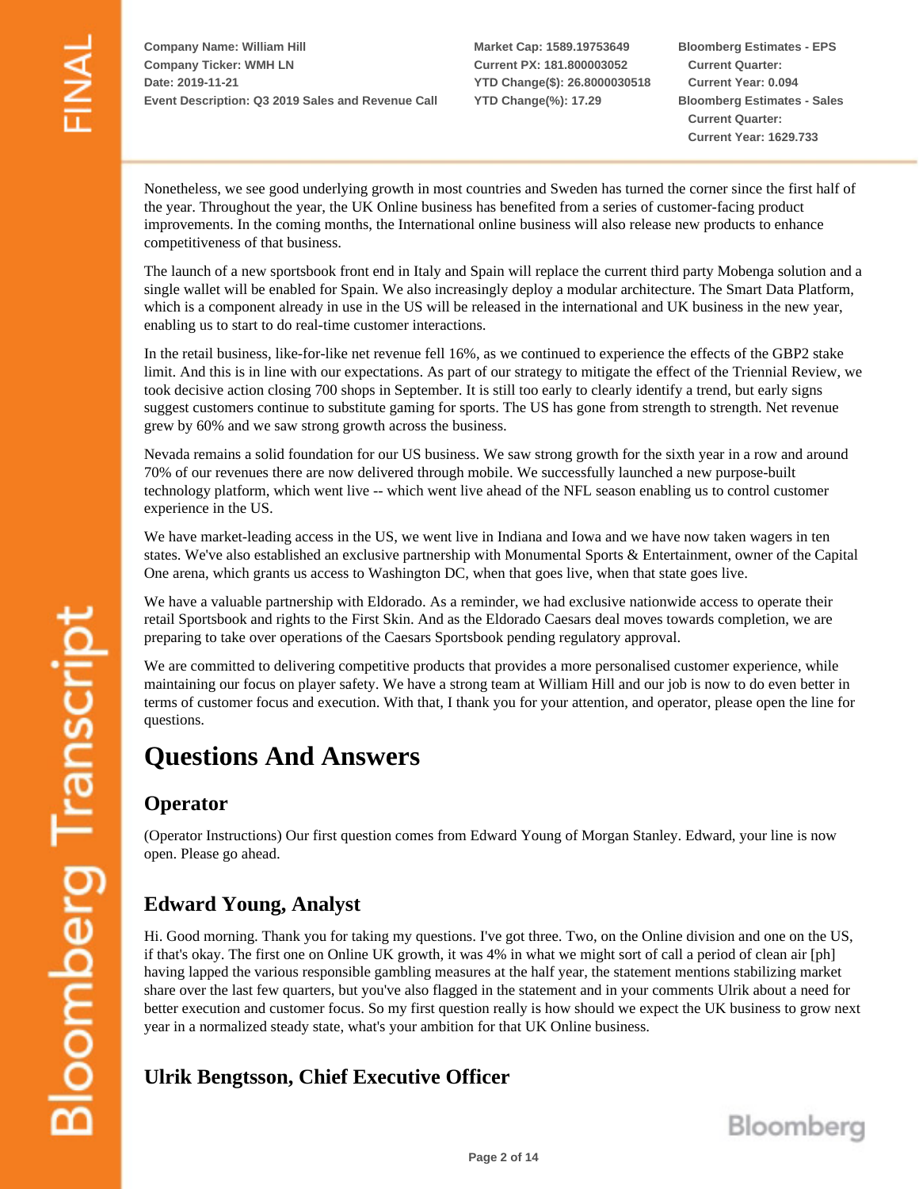Nonetheless, we see good underlying growth in most countries and Sweden has turned the corner since the first half of the year. Throughout the year, the UK Online business has benefited from a series of customer-facing product improvements. In the coming months, the International online business will also release new products to enhance competitiveness of that business.

The launch of a new sportsbook front end in Italy and Spain will replace the current third party Mobenga solution and a single wallet will be enabled for Spain. We also increasingly deploy a modular architecture. The Smart Data Platform, which is a component already in use in the US will be released in the international and UK business in the new year, enabling us to start to do real-time customer interactions.

In the retail business, like-for-like net revenue fell 16%, as we continued to experience the effects of the GBP2 stake limit. And this is in line with our expectations. As part of our strategy to mitigate the effect of the Triennial Review, we took decisive action closing 700 shops in September. It is still too early to clearly identify a trend, but early signs suggest customers continue to substitute gaming for sports. The US has gone from strength to strength. Net revenue grew by 60% and we saw strong growth across the business.

Nevada remains a solid foundation for our US business. We saw strong growth for the sixth year in a row and around 70% of our revenues there are now delivered through mobile. We successfully launched a new purpose-built technology platform, which went live -- which went live ahead of the NFL season enabling us to control customer experience in the US.

We have market-leading access in the US, we went live in Indiana and Iowa and we have now taken wagers in ten states. We've also established an exclusive partnership with Monumental Sports & Entertainment, owner of the Capital One arena, which grants us access to Washington DC, when that goes live, when that state goes live.

We have a valuable partnership with Eldorado. As a reminder, we had exclusive nationwide access to operate their retail Sportsbook and rights to the First Skin. And as the Eldorado Caesars deal moves towards completion, we are preparing to take over operations of the Caesars Sportsbook pending regulatory approval.

We are committed to delivering competitive products that provides a more personalised customer experience, while maintaining our focus on player safety. We have a strong team at William Hill and our job is now to do even better in terms of customer focus and execution. With that, I thank you for your attention, and operator, please open the line for questions.

# Questions And Answers

## Operator

(Operator Instructions) Our first question comes from Edward Young of Morgan Stanley. Edward, your line is now open. Please go ahead.

## Edward Young, Analyst

Hi. Good morning. Thank you for taking my questions. I've got three. Two, on the Online division and one on the US, if that's okay. The first one on Online UK growth, it was 4% in what we might sort of call a period of clean air [ph] having lapped the various responsible gambling measures at the half year, the statement mentions stabilizing market share over the last few quarters, but you've also flagged in the statement and in your comments Ulrik about a need for better execution and customer focus. So my first question really is how should we expect the UK business to grow next year in a normalized steady state, what's your ambition for that UK Online business.

## Ulrik Bengtsson, Chief Executive Officer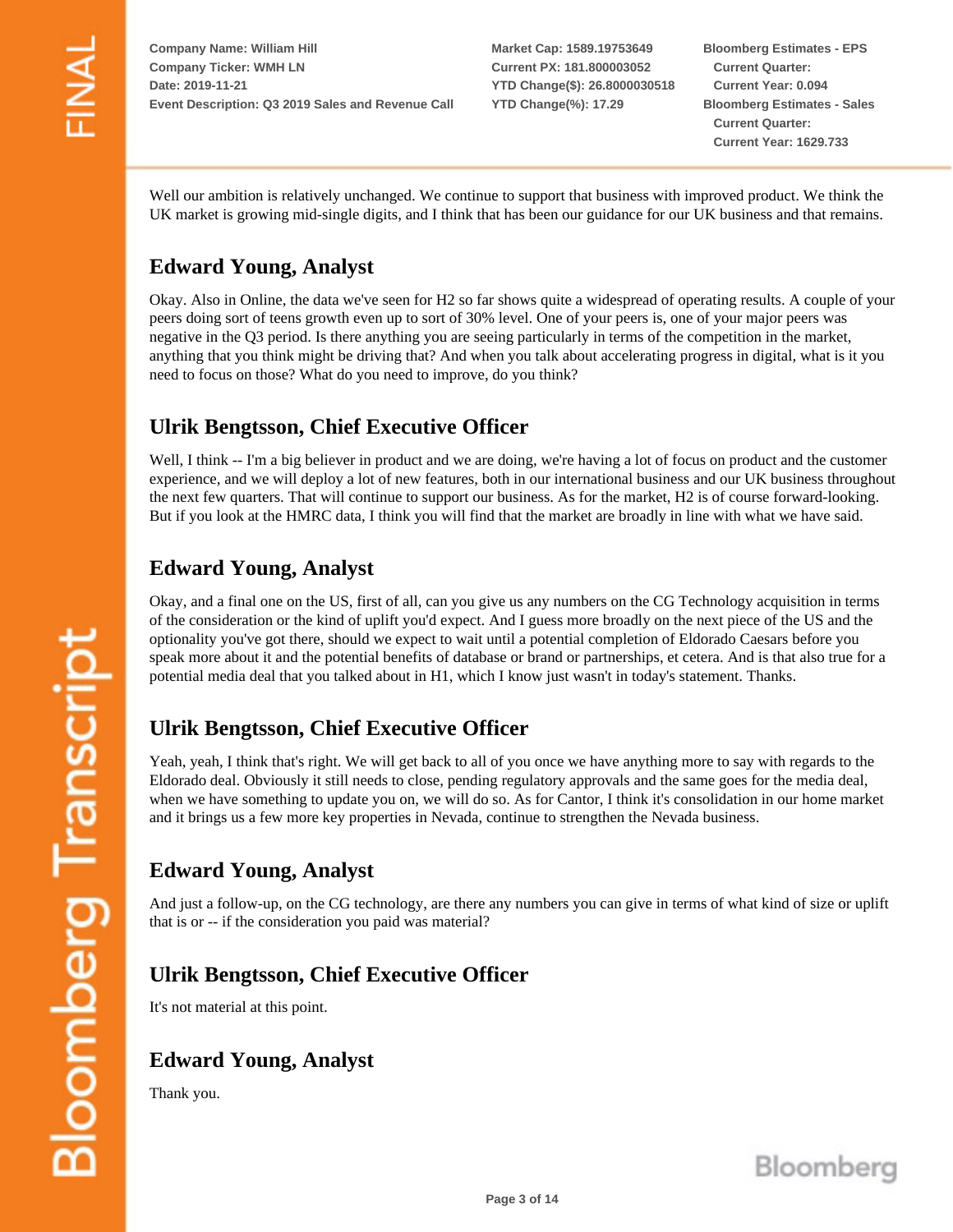Well our ambition is relatively unchanged. We continue to support that business with improved product. We think the UK market is growing mid-single digits, and I think that has been our guidance for our UK business and that remains.

## Edward Young, Analyst

Okay. Also in Online, the data we've seen for H2 so far shows quite a widespread of operating results. A couple of your peers doing sort of teens growth even up to sort of 30% level. One of your peers is, one of your major peers was negative in the Q3 period. Is there anything you are seeing particularly in terms of the competition in the market, anything that you think might be driving that? And when you talk about accelerating progress in digital, what is it you need to focus on those? What do you need to improve, do you think?

## Ulrik Bengtsson, Chief Executive Officer

Well, I think -- I'm a big believer in product and we are doing, we're having a lot of focus on product and the customer experience, and we will deploy a lot of new features, both in our international business and our UK business throughout the next few quarters. That will continue to support our business. As for the market, H2 is of course forward-looking. But if you look at the HMRC data, I think you will find that the market are broadly in line with what we have said.

## Edward Young, Analyst

Okay, and a final one on the US, first of all, can you give us any numbers on the CG Technology acquisition in terms of the consideration or the kind of uplift you'd expect. And I guess more broadly on the next piece of the US and the optionality you've got there, should we expect to wait until a potential completion of Eldorado Caesars before you speak more about it and the potential benefits of database or brand or partnerships, et cetera. And is that also true for a potential media deal that you talked about in H1, which I know just wasn't in today's statement. Thanks.

## Ulrik Bengtsson, Chief Executive Officer

Yeah, yeah, I think that's right. We will get back to all of you once we have anything more to say with regards to the Eldorado deal. Obviously it still needs to close, pending regulatory approvals and the same goes for the media deal, when we have something to update you on, we will do so. As for Cantor, I think it's consolidation in our home market and it brings us a few more key properties in Nevada, continue to strengthen the Nevada business.

## Edward Young, Analyst

And just a follow-up, on the CG technology, are there any numbers you can give in terms of what kind of size or uplift that is or -- if the consideration you paid was material?

## Ulrik Bengtsson, Chief Executive Officer

It's not material at this point.

## Edward Young, Analyst

Thank you.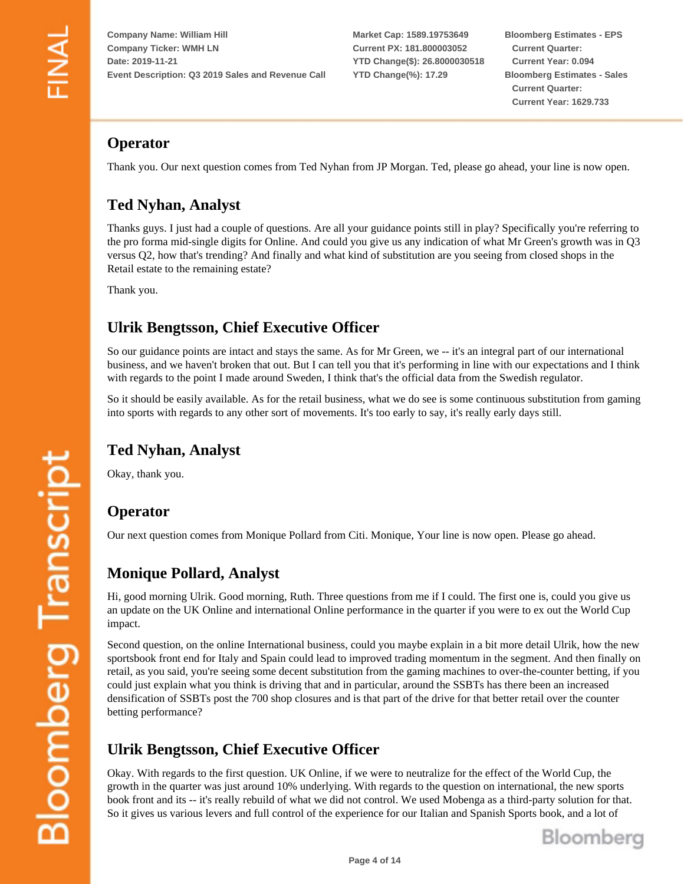## Operator

Thank you. Our next question comes from Ted Nyhan from JP Morgan. Ted, please go ahead, your line is now open.

## Ted Nyhan, Analyst

Thanks guys. I just had a couple of questions. Are all your guidance points still in play? Specifically you're referring to the pro forma mid-single digits for Online. And could you give us any indication of what Mr Green's growth was in Q3 versus Q2, how that's trending? And finally and what kind of substitution are you seeing from closed shops in the Retail estate to the remaining estate?

Thank you.

## Ulrik Bengtsson, Chief Executive Officer

So our guidance points are intact and stays the same. As for Mr Green, we -- it's an integral part of our international business, and we haven't broken that out. But I can tell you that it's performing in line with our expectations and I think with regards to the point I made around Sweden, I think that's the official data from the Swedish regulator.

So it should be easily available. As for the retail business, what we do see is some continuous substitution from gaming into sports with regards to any other sort of movements. It's too early to say, it's really early days still.

## Ted Nyhan, Analyst

Okay, thank you.

## Operator

Our next question comes from Monique Pollard from Citi. Monique, Your line is now open. Please go ahead.

## Monique Pollard, Analyst

Hi, good morning Ulrik. Good morning, Ruth. Three questions from me if I could. The first one is, could you give us an update on the UK Online and international Online performance in the quarter if you were to ex out the World Cup impact.

Second question, on the online International business, could you maybe explain in a bit more detail Ulrik, how the new sportsbook front end for Italy and Spain could lead to improved trading momentum in the segment. And then finally on retail, as you said, you're seeing some decent substitution from the gaming machines to over-the-counter betting, if you could just explain what you think is driving that and in particular, around the SSBTs has there been an increased densification of SSBTs post the 700 shop closures and is that part of the drive for that better retail over the counter betting performance?

## Ulrik Bengtsson, Chief Executive Officer

Okay. With regards to the first question. UK Online, if we were to neutralize for the effect of the World Cup, the growth in the quarter was just around 10% underlying. With regards to the question on international, the new sports book front and its -- it's really rebuild of what we did not control. We used Mobenga as a third-party solution for that. So it gives us various levers and full control of the experience for our Italian and Spanish Sports book, and a lot of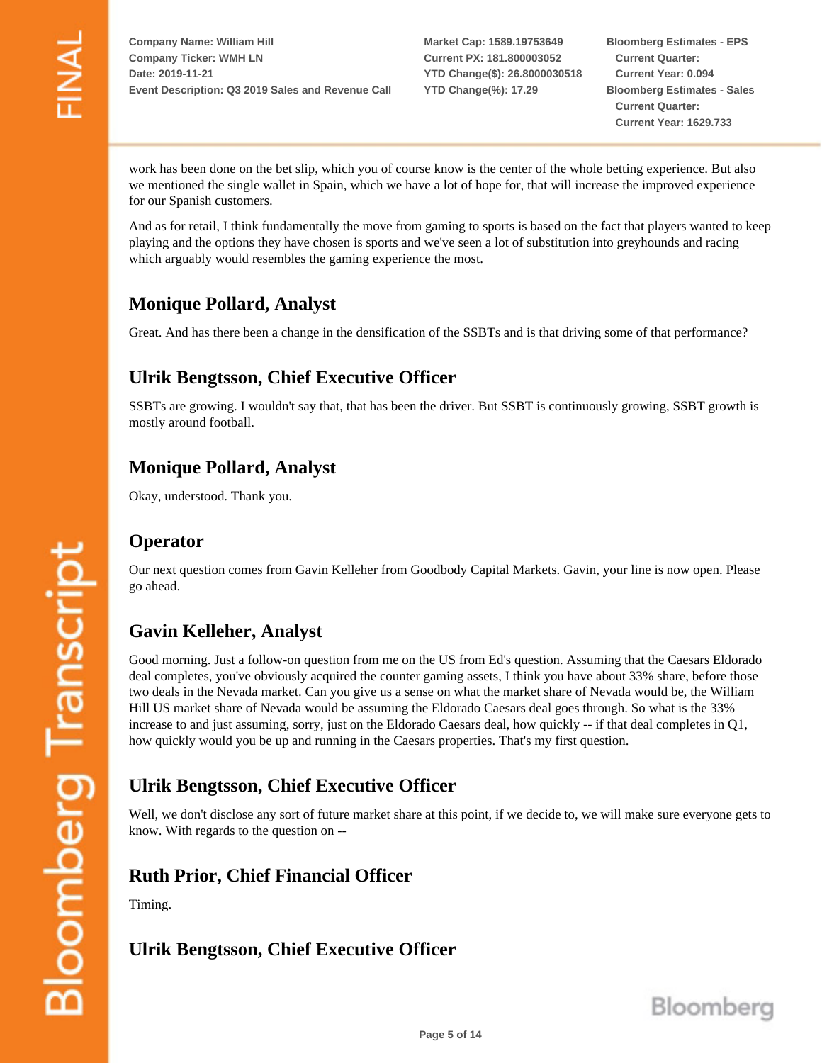work has been done on the bet slip, which you of course know is the center of the whole betting experience. But also we mentioned the single wallet in Spain, which we have a lot of hope for, that will increase the improved experience for our Spanish customers.

And as for retail, I think fundamentally the move from gaming to sports is based on the fact that players wanted to keep playing and the options they have chosen is sports and we've seen a lot of substitution into greyhounds and racing which arguably would resembles the gaming experience the most.

## Monique Pollard, Analyst

Great. And has there been a change in the densification of the SSBTs and is that driving some of that performance?

## Ulrik Bengtsson, Chief Executive Officer

SSBTs are growing. I wouldn't say that, that has been the driver. But SSBT is continuously growing, SSBT growth is mostly around football.

## Monique Pollard, Analyst

Okay, understood. Thank you.

## Operator

Our next question comes from Gavin Kelleher from Goodbody Capital Markets. Gavin, your line is now open. Please go ahead.

## Gavin Kelleher, Analyst

Good morning. Just a follow-on question from me on the US from Ed's question. Assuming that the Caesars Eldorado deal completes, you've obviously acquired the counter gaming assets, I think you have about 33% share, before those two deals in the Nevada market. Can you give us a sense on what the market share of Nevada would be, the William Hill US market share of Nevada would be assuming the Eldorado Caesars deal goes through. So what is the 33% increase to and just assuming, sorry, just on the Eldorado Caesars deal, how quickly -- if that deal completes in Q1, how quickly would you be up and running in the Caesars properties. That's my first question.

## Ulrik Bengtsson, Chief Executive Officer

Well, we don't disclose any sort of future market share at this point, if we decide to, we will make sure everyone gets to know. With regards to the question on --

## Ruth Prior, Chief Financial Officer

Timing.

## Ulrik Bengtsson, Chief Executive Officer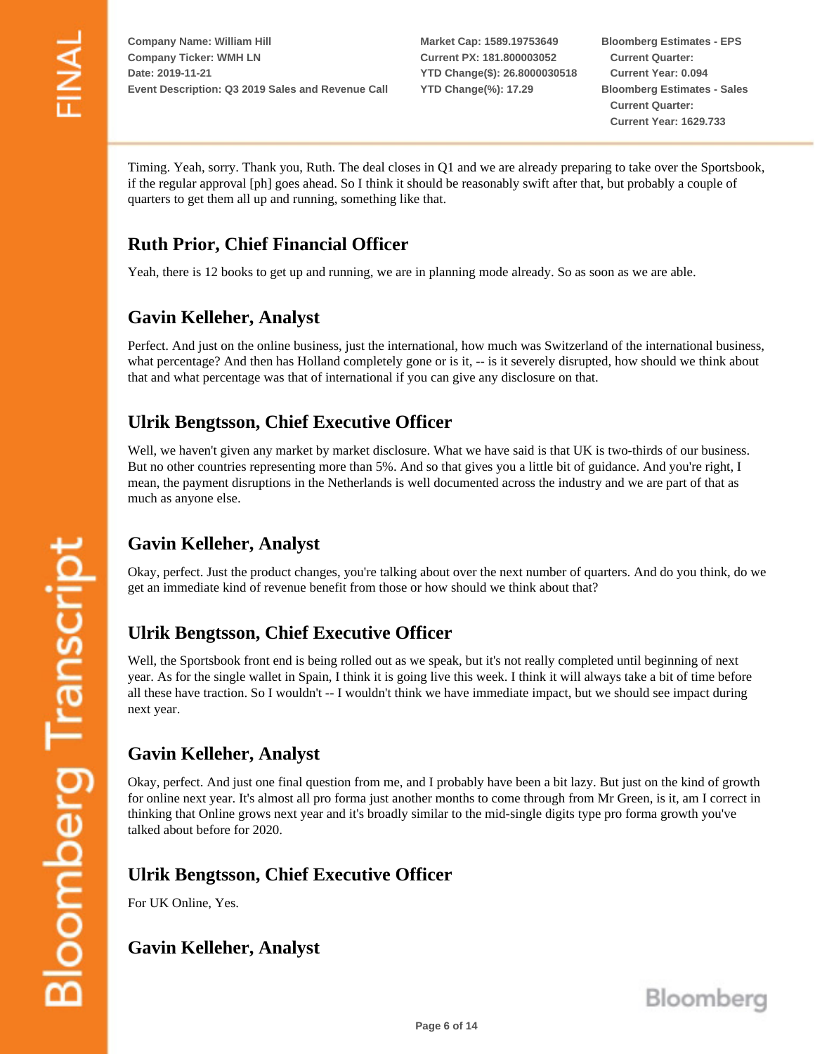Timing. Yeah, sorry. Thank you, Ruth. The deal closes in Q1 and we are already preparing to take over the Sportsbook, if the regular approval [ph] goes ahead. So I think it should be reasonably swift after that, but probably a couple of quarters to get them all up and running, something like that.

## Ruth Prior, Chief Financial Officer

Yeah, there is 12 books to get up and running, we are in planning mode already. So as soon as we are able.

## Gavin Kelleher, Analyst

Perfect. And just on the online business, just the international, how much was Switzerland of the international business, what percentage? And then has Holland completely gone or is it, -- is it severely disrupted, how should we think about that and what percentage was that of international if you can give any disclosure on that.

## Ulrik Bengtsson, Chief Executive Officer

Well, we haven't given any market by market disclosure. What we have said is that UK is two-thirds of our business. But no other countries representing more than 5%. And so that gives you a little bit of guidance. And you're right, I mean, the payment disruptions in the Netherlands is well documented across the industry and we are part of that as much as anyone else.

## Gavin Kelleher, Analyst

Okay, perfect. Just the product changes, you're talking about over the next number of quarters. And do you think, do we get an immediate kind of revenue benefit from those or how should we think about that?

## Ulrik Bengtsson, Chief Executive Officer

Well, the Sportsbook front end is being rolled out as we speak, but it's not really completed until beginning of next year. As for the single wallet in Spain, I think it is going live this week. I think it will always take a bit of time before all these have traction. So I wouldn't -- I wouldn't think we have immediate impact, but we should see impact during next year.

## Gavin Kelleher, Analyst

Okay, perfect. And just one final question from me, and I probably have been a bit lazy. But just on the kind of growth for online next year. It's almost all pro forma just another months to come through from Mr Green, is it, am I correct in thinking that Online grows next year and it's broadly similar to the mid-single digits type pro forma growth you've talked about before for 2020.

## Ulrik Bengtsson, Chief Executive Officer

For UK Online, Yes.

## Gavin Kelleher, Analyst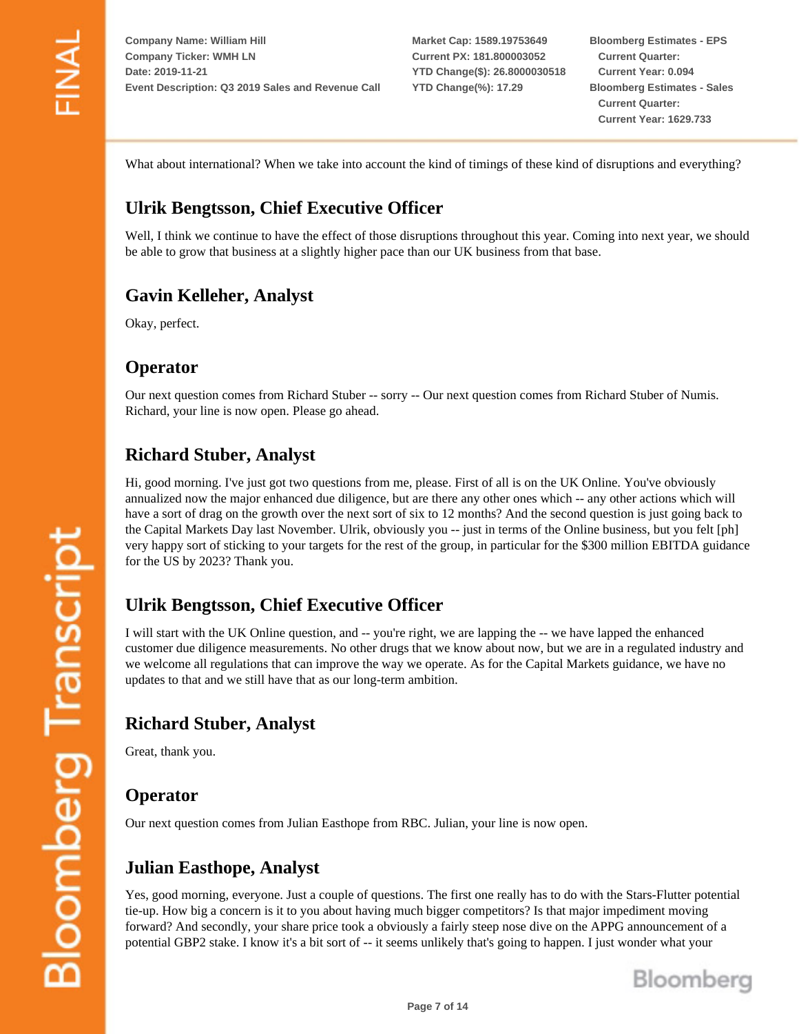What about international? When we take into account the kind of timings of these kind of disruptions and everything?

## Ulrik Bengtsson, Chief Executive Officer

Well, I think we continue to have the effect of those disruptions throughout this year. Coming into next year, we should be able to grow that business at a slightly higher pace than our UK business from that base.

## Gavin Kelleher, Analyst

Okay, perfect.

## Operator

Our next question comes from Richard Stuber -- sorry -- Our next question comes from Richard Stuber of Numis. Richard, your line is now open. Please go ahead.

## Richard Stuber, Analyst

Hi, good morning. I've just got two questions from me, please. First of all is on the UK Online. You've obviously annualized now the major enhanced due diligence, but are there any other ones which -- any other actions which will have a sort of drag on the growth over the next sort of six to 12 months? And the second question is just going back to the Capital Markets Day last November. Ulrik, obviously you -- just in terms of the Online business, but you felt [ph] very happy sort of sticking to your targets for the rest of the group, in particular for the $300 million EBITDA guidance for the US by 2023? Thank you.

## Ulrik Bengtsson, Chief Executive Officer

I will start with the UK Online question, and -- you're right, we are lapping the -- we have lapped the enhanced customer due diligence measurements. No other drugs that we know about now, but we are in a regulated industry and we welcome all regulations that can improve the way we operate. As for the Capital Markets guidance, we have no updates to that and we still have that as our long-term ambition.

## Richard Stuber, Analyst

Great, thank you.

## Operator

Our next question comes from Julian Easthope from RBC. Julian, your line is now open.

## Julian Easthope, Analyst

Yes, good morning, everyone. Just a couple of questions. The first one really has to do with the Stars-Flutter potential tie-up. How big a concern is it to you about having much bigger competitors? Is that major impediment moving forward? And secondly, your share price took a obviously a fairly steep nose dive on the APPG announcement of a potential GBP2 stake. I know it's a bit sort of -- it seems unlikely that's going to happen. I just wonder what your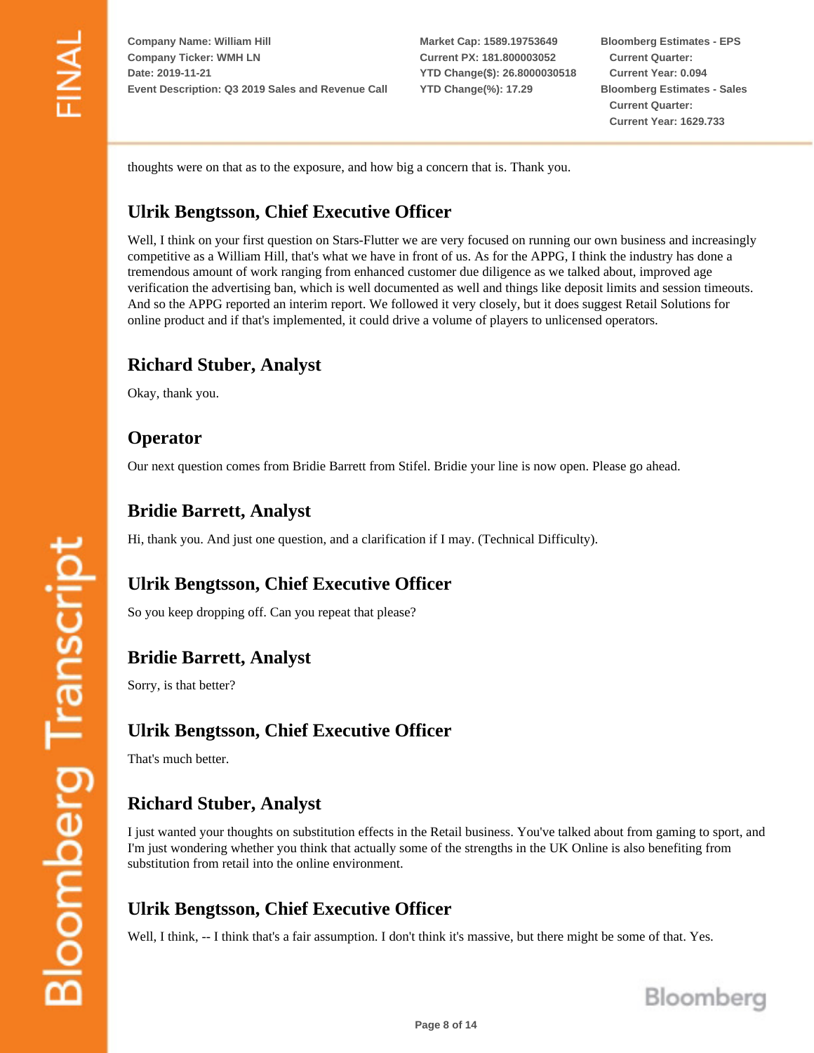thoughts were on that as to the exposure, and how big a concern that is. Thank you.

## Ulrik Bengtsson, Chief Executive Officer

Well, I think on your first question on Stars-Flutter we are very focused on running our own business and increasingly competitive as a William Hill, that's what we have in front of us. As for the APPG, I think the industry has done a tremendous amount of work ranging from enhanced customer due diligence as we talked about, improved age verification the advertising ban, which is well documented as well and things like deposit limits and session timeouts. And so the APPG reported an interim report. We followed it very closely, but it does suggest Retail Solutions for online product and if that's implemented, it could drive a volume of players to unlicensed operators.

## Richard Stuber, Analyst

Okay, thank you.

## Operator

Our next question comes from Bridie Barrett from Stifel. Bridie your line is now open. Please go ahead.

## Bridie Barrett, Analyst

Hi, thank you. And just one question, and a clarification if I may. (Technical Difficulty).

## Ulrik Bengtsson, Chief Executive Officer

So you keep dropping off. Can you repeat that please?

## Bridie Barrett, Analyst

Sorry, is that better?

## Ulrik Bengtsson, Chief Executive Officer

That's much better.

## Richard Stuber, Analyst

I just wanted your thoughts on substitution effects in the Retail business. You've talked about from gaming to sport, and I'm just wondering whether you think that actually some of the strengths in the UK Online is also benefiting from substitution from retail into the online environment.

## Ulrik Bengtsson, Chief Executive Officer

Well, I think, -- I think that's a fair assumption. I don't think it's massive, but there might be some of that. Yes.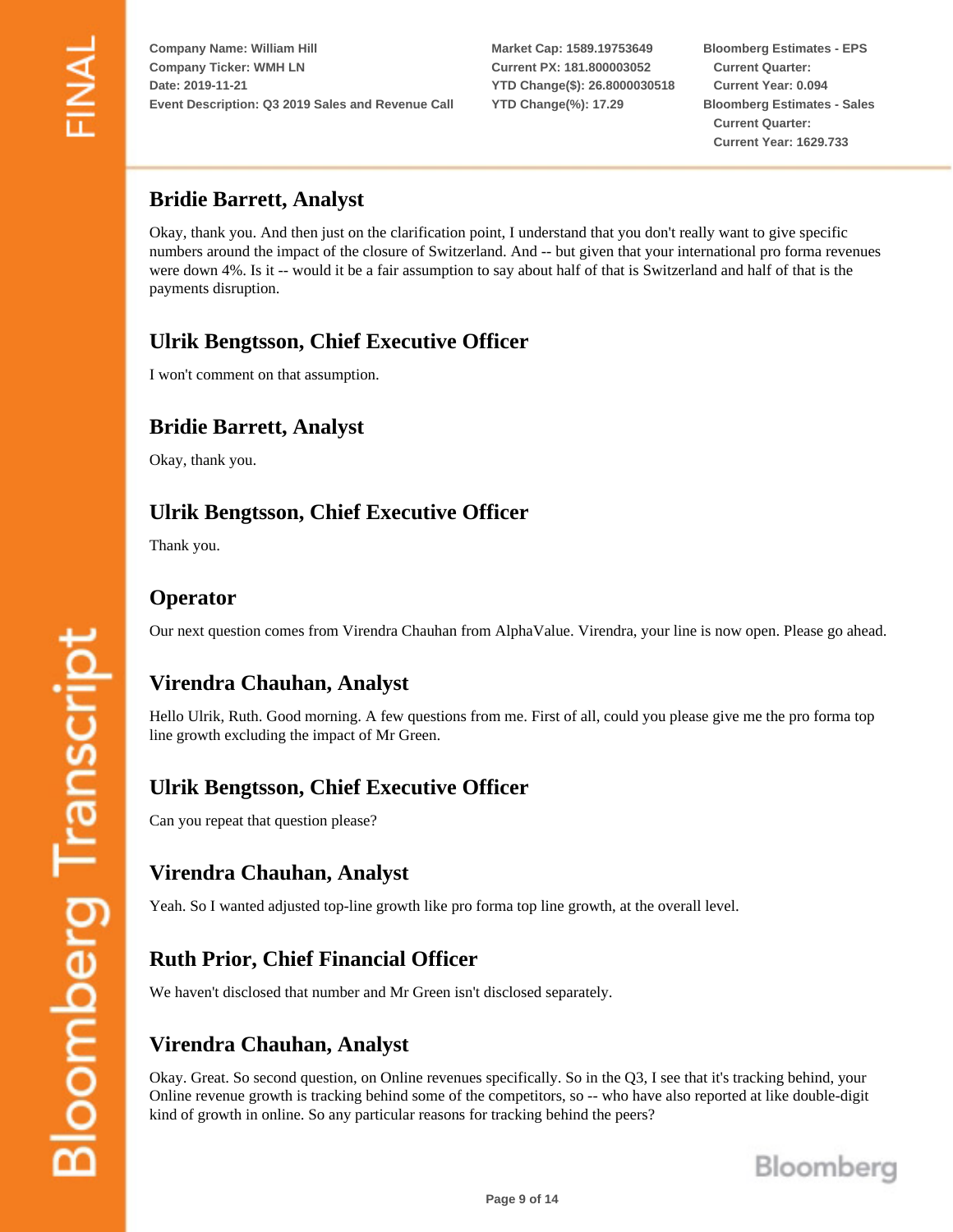## Bridie Barrett, Analyst

Okay, thank you. And then just on the clarification point, I understand that you don't really want to give specific numbers around the impact of the closure of Switzerland. And -- but given that your international pro forma revenues were down 4%. Is it -- would it be a fair assumption to say about half of that is Switzerland and half of that is the payments disruption.

## Ulrik Bengtsson, Chief Executive Officer

I won't comment on that assumption.

## Bridie Barrett, Analyst

Okay, thank you.

## Ulrik Bengtsson, Chief Executive Officer

Thank you.

## Operator

Our next question comes from Virendra Chauhan from AlphaValue. Virendra, your line is now open. Please go ahead.

## Virendra Chauhan, Analyst

Hello Ulrik, Ruth. Good morning. A few questions from me. First of all, could you please give me the pro forma top line growth excluding the impact of Mr Green.

## Ulrik Bengtsson, Chief Executive Officer

Can you repeat that question please?

## Virendra Chauhan, Analyst

Yeah. So I wanted adjusted top-line growth like pro forma top line growth, at the overall level.

## Ruth Prior, Chief Financial Officer

We haven't disclosed that number and Mr Green isn't disclosed separately.

## Virendra Chauhan, Analyst

Okay. Great. So second question, on Online revenues specifically. So in the Q3, I see that it's tracking behind, your Online revenue growth is tracking behind some of the competitors, so -- who have also reported at like double-digit kind of growth in online. So any particular reasons for tracking behind the peers?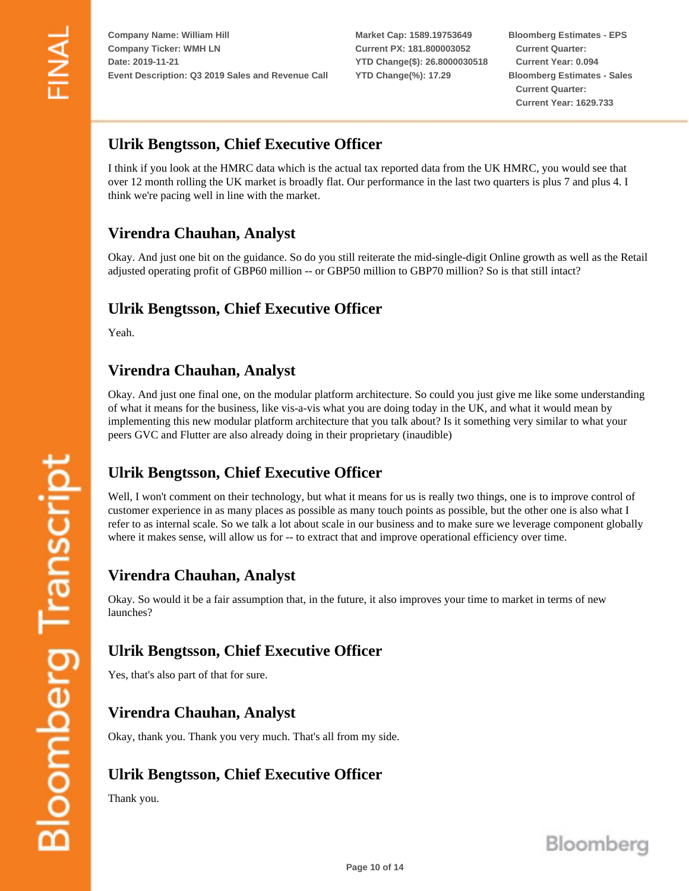## Ulrik Bengtsson, Chief Executive Officer

I think if you look at the HMRC data which is the actual tax reported data from the UK HMRC, you would see that over 12 month rolling the UK market is broadly flat. Our performance in the last two quarters is plus 7 and plus 4. I think we're pacing well in line with the market.

## Virendra Chauhan, Analyst

Okay. And just one bit on the guidance. So do you still reiterate the mid-single-digit Online growth as well as the Retail adjusted operating profit of GBP60 million -- or GBP50 million to GBP70 million? So is that still intact?

## Ulrik Bengtsson, Chief Executive Officer

Yeah.

## Virendra Chauhan, Analyst

Okay. And just one final one, on the modular platform architecture. So could you just give me like some understanding of what it means for the business, like vis-a-vis what you are doing today in the UK, and what it would mean by implementing this new modular platform architecture that you talk about? Is it something very similar to what your peers GVC and Flutter are also already doing in their proprietary (inaudible)

## Ulrik Bengtsson, Chief Executive Officer

Well, I won't comment on their technology, but what it means for us is really two things, one is to improve control of customer experience in as many places as possible as many touch points as possible, but the other one is also what I refer to as internal scale. So we talk a lot about scale in our business and to make sure we leverage component globally where it makes sense, will allow us for -- to extract that and improve operational efficiency over time.

## Virendra Chauhan, Analyst

Okay. So would it be a fair assumption that, in the future, it also improves your time to market in terms of new launches?

## Ulrik Bengtsson, Chief Executive Officer

Yes, that's also part of that for sure.

## Virendra Chauhan, Analyst

Okay, thank you. Thank you very much. That's all from my side.

## Ulrik Bengtsson, Chief Executive Officer

Thank you.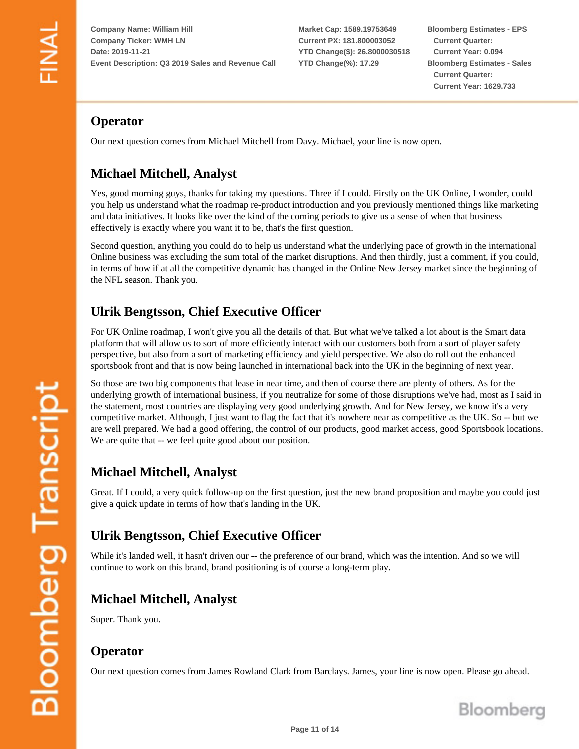## Operator

Our next question comes from Michael Mitchell from Davy. Michael, your line is now open.

## Michael Mitchell, Analyst

Yes, good morning guys, thanks for taking my questions. Three if I could. Firstly on the UK Online, I wonder, could you help us understand what the roadmap re-product introduction and you previously mentioned things like marketing and data initiatives. It looks like over the kind of the coming periods to give us a sense of when that business effectively is exactly where you want it to be, that's the first question.

Second question, anything you could do to help us understand what the underlying pace of growth in the international Online business was excluding the sum total of the market disruptions. And then thirdly, just a comment, if you could, in terms of how if at all the competitive dynamic has changed in the Online New Jersey market since the beginning of the NFL season. Thank you.

## Ulrik Bengtsson, Chief Executive Officer

For UK Online roadmap, I won't give you all the details of that. But what we've talked a lot about is the Smart data platform that will allow us to sort of more efficiently interact with our customers both from a sort of player safety perspective, but also from a sort of marketing efficiency and yield perspective. We also do roll out the enhanced sportsbook front and that is now being launched in international back into the UK in the beginning of next year.

So those are two big components that lease in near time, and then of course there are plenty of others. As for the underlying growth of international business, if you neutralize for some of those disruptions we've had, most as I said in the statement, most countries are displaying very good underlying growth. And for New Jersey, we know it's a very competitive market. Although, I just want to flag the fact that it's nowhere near as competitive as the UK. So -- but we are well prepared. We had a good offering, the control of our products, good market access, good Sportsbook locations. We are quite that -- we feel quite good about our position.

## Michael Mitchell, Analyst

Great. If I could, a very quick follow-up on the first question, just the new brand proposition and maybe you could just give a quick update in terms of how that's landing in the UK.

## Ulrik Bengtsson, Chief Executive Officer

While it's landed well, it hasn't driven our -- the preference of our brand, which was the intention. And so we will continue to work on this brand, brand positioning is of course a long-term play.

## Michael Mitchell, Analyst

Super. Thank you.

## Operator

Our next question comes from James Rowland Clark from Barclays. James, your line is now open. Please go ahead.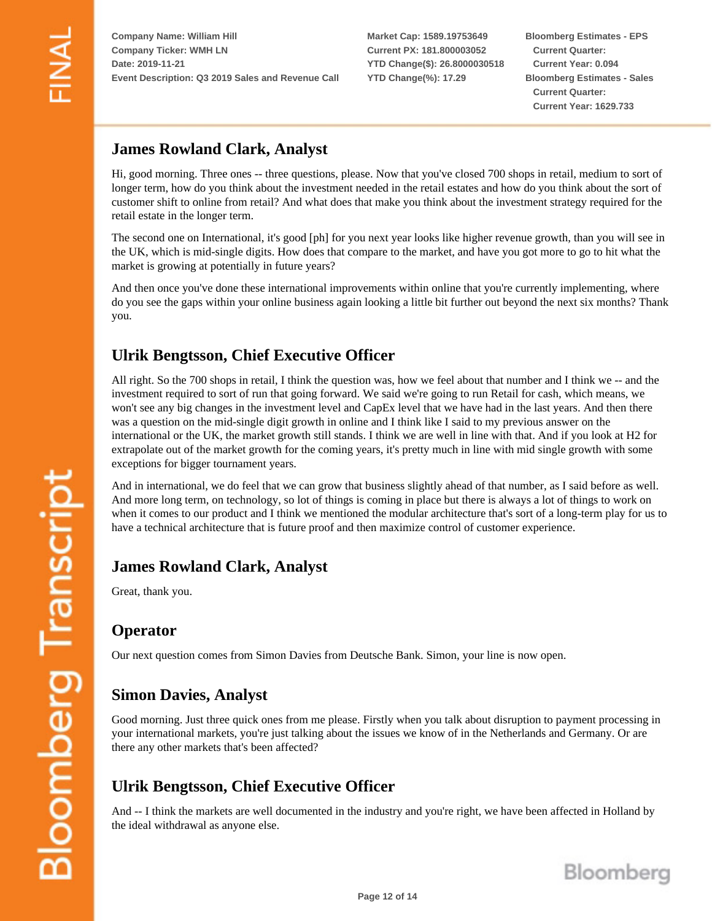## James Rowland Clark, Analyst

Hi, good morning. Three ones -- three questions, please. Now that you've closed 700 shops in retail, medium to sort of longer term, how do you think about the investment needed in the retail estates and how do you think about the sort of customer shift to online from retail? And what does that make you think about the investment strategy required for the retail estate in the longer term.

The second one on International, it's good [ph] for you next year looks like higher revenue growth, than you will see in the UK, which is mid-single digits. How does that compare to the market, and have you got more to go to hit what the market is growing at potentially in future years?

And then once you've done these international improvements within online that you're currently implementing, where do you see the gaps within your online business again looking a little bit further out beyond the next six months? Thank you.

## Ulrik Bengtsson, Chief Executive Officer

All right. So the 700 shops in retail, I think the question was, how we feel about that number and I think we -- and the investment required to sort of run that going forward. We said we're going to run Retail for cash, which means, we won't see any big changes in the investment level and CapEx level that we have had in the last years. And then there was a question on the mid-single digit growth in online and I think like I said to my previous answer on the international or the UK, the market growth still stands. I think we are well in line with that. And if you look at H2 for extrapolate out of the market growth for the coming years, it's pretty much in line with mid single growth with some exceptions for bigger tournament years.

And in international, we do feel that we can grow that business slightly ahead of that number, as I said before as well. And more long term, on technology, so lot of things is coming in place but there is always a lot of things to work on when it comes to our product and I think we mentioned the modular architecture that's sort of a long-term play for us to have a technical architecture that is future proof and then maximize control of customer experience.

## James Rowland Clark, Analyst

Great, thank you.

## Operator

Our next question comes from Simon Davies from Deutsche Bank. Simon, your line is now open.

## Simon Davies, Analyst

Good morning. Just three quick ones from me please. Firstly when you talk about disruption to payment processing in your international markets, you're just talking about the issues we know of in the Netherlands and Germany. Or are there any other markets that's been affected?

## Ulrik Bengtsson, Chief Executive Officer

And -- I think the markets are well documented in the industry and you're right, we have been affected in Holland by the ideal withdrawal as anyone else.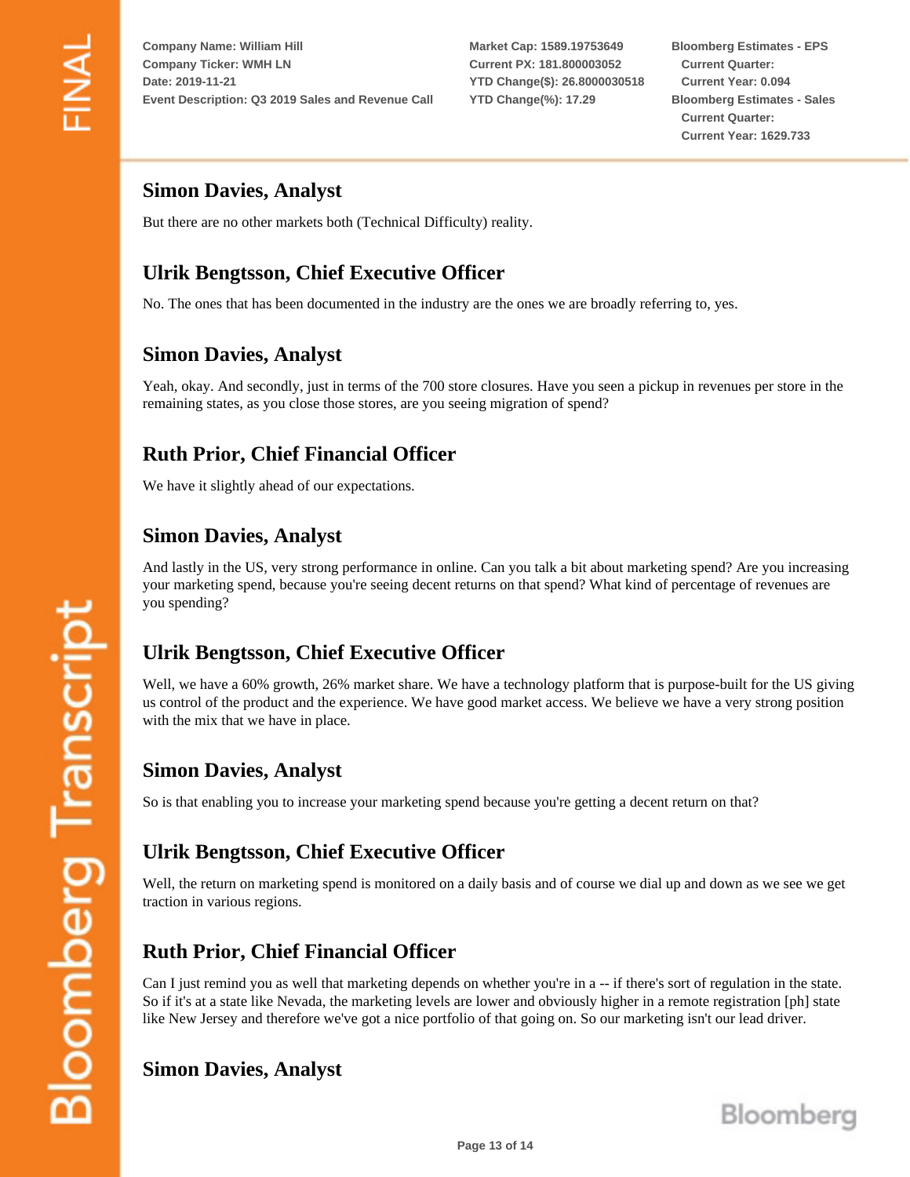## Simon Davies, Analyst

But there are no other markets both (Technical Difficulty) reality.

## Ulrik Bengtsson, Chief Executive Officer

No. The ones that has been documented in the industry are the ones we are broadly referring to, yes.

## Simon Davies, Analyst

Yeah, okay. And secondly, just in terms of the 700 store closures. Have you seen a pickup in revenues per store in the remaining states, as you close those stores, are you seeing migration of spend?

## Ruth Prior, Chief Financial Officer

We have it slightly ahead of our expectations.

## Simon Davies, Analyst

And lastly in the US, very strong performance in online. Can you talk a bit about marketing spend? Are you increasing your marketing spend, because you're seeing decent returns on that spend? What kind of percentage of revenues are you spending?

## Ulrik Bengtsson, Chief Executive Officer

Well, we have a 60% growth, 26% market share. We have a technology platform that is purpose-built for the US giving us control of the product and the experience. We have good market access. We believe we have a very strong position with the mix that we have in place.

## Simon Davies, Analyst

So is that enabling you to increase your marketing spend because you're getting a decent return on that?

## Ulrik Bengtsson, Chief Executive Officer

Well, the return on marketing spend is monitored on a daily basis and of course we dial up and down as we see we get traction in various regions.

## Ruth Prior, Chief Financial Officer

Can I just remind you as well that marketing depends on whether you're in a -- if there's sort of regulation in the state. So if it's at a state like Nevada, the marketing levels are lower and obviously higher in a remote registration [ph] state like New Jersey and therefore we've got a nice portfolio of that going on. So our marketing isn't our lead driver.

## Simon Davies, Analyst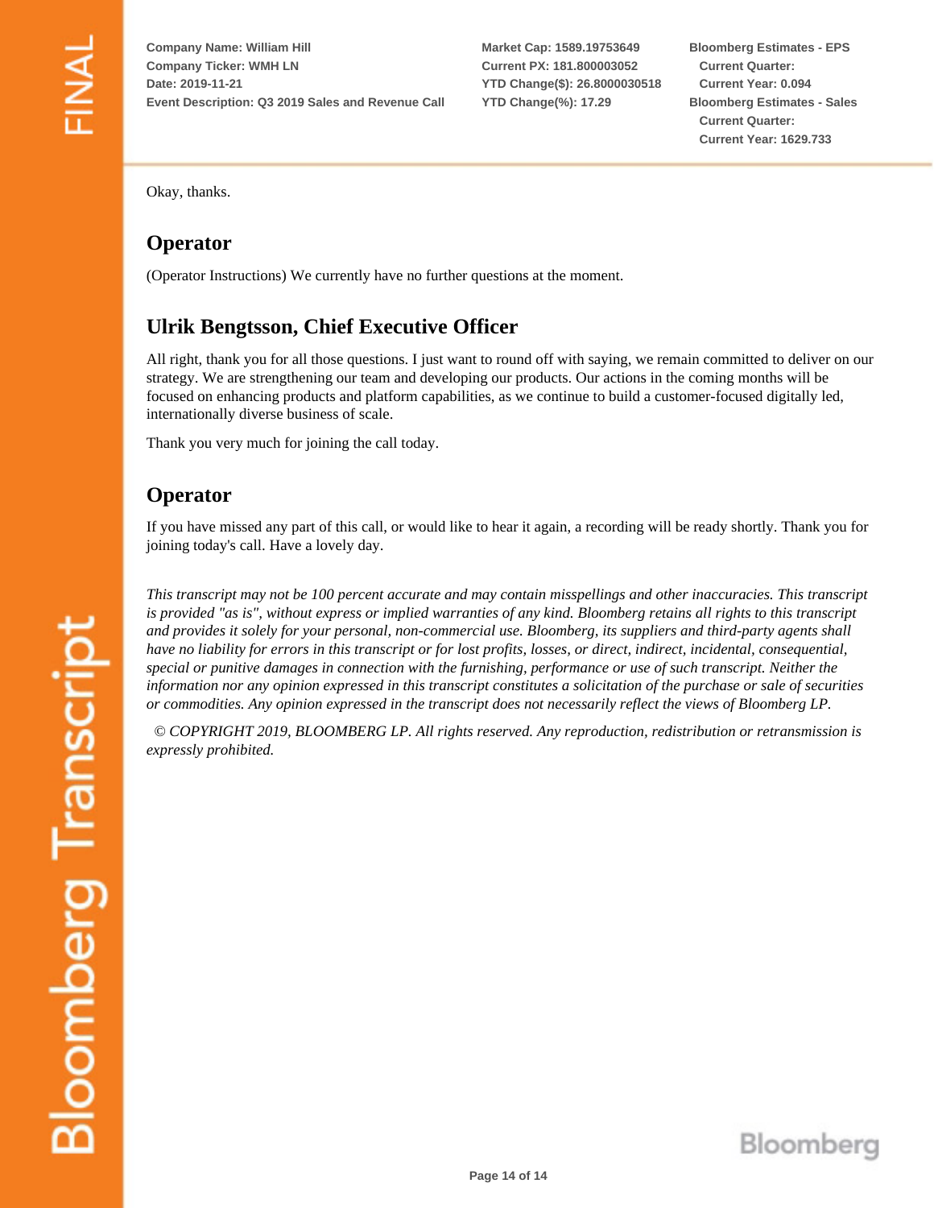Okay, thanks.

## Operator

(Operator Instructions) We currently have no further questions at the moment.

## Ulrik Bengtsson, Chief Executive Officer

All right, thank you for all those questions. I just want to round off with saying, we remain committed to deliver on our strategy. We are strengthening our team and developing our products. Our actions in the coming months will be focused on enhancing products and platform capabilities, as we continue to build a customer-focused digitally led, internationally diverse business of scale.

Thank you very much for joining the call today.

## Operator

If you have missed any part of this call, or would like to hear it again, a recording will be ready shortly. Thank you for joining today's call. Have a lovely day.

*This transcript may not be 100 percent accurate and may contain misspellings and other inaccuracies. This transcript is provided "as is", without express or implied warranties of any kind. Bloomberg retains all rights to this transcript and provides it solely for your personal, non-commercial use. Bloomberg, its suppliers and third-party agents shall have no liability for errors in this transcript or for lost profits, losses, or direct, indirect, incidental, consequential, special or punitive damages in connection with the furnishing, performance or use of such transcript. Neither the information nor any opinion expressed in this transcript constitutes a solicitation of the purchase or sale of securities or commodities. Any opinion expressed in the transcript does not necessarily reflect the views of Bloomberg LP.*

*© COPYRIGHT 2019, BLOOMBERG LP. All rights reserved. Any reproduction, redistribution or retransmission is expressly prohibited.*